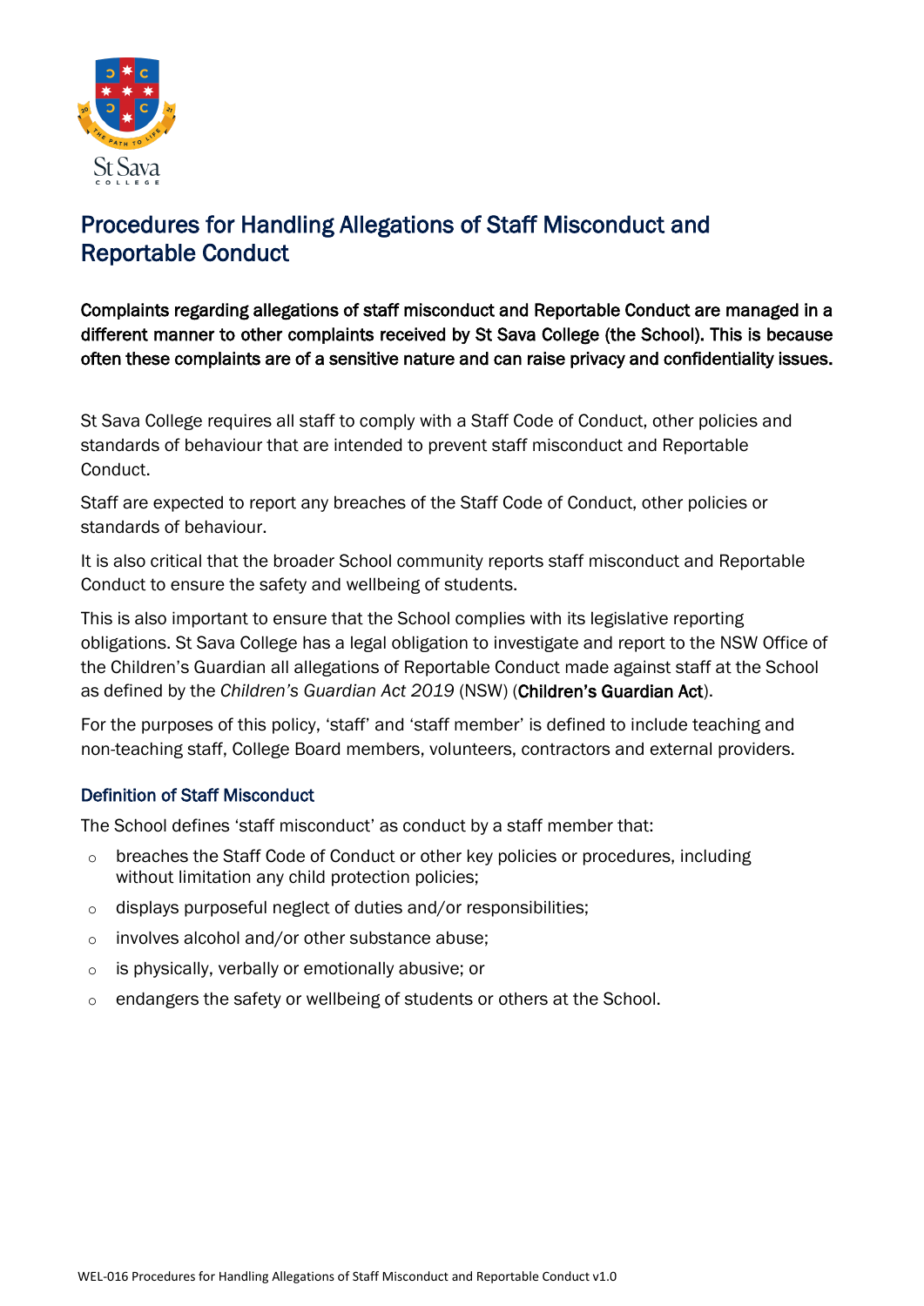# Procedures for Handling Allegations of Staff Misconduct and Reportable Conduct

**Complaints regarding allegations of staff misconduct and Reportable Conduct are managed in a different manner to other complaints received by St Sava College (the School). This is because often these complaints are of a sensitive nature and can raise privacy and confidentiality issues.**

St Sava College requires all staff to comply with a Staff Code of Conduct, other policies and standards of behaviour that are intended to prevent staff misconduct and Reportable Conduct.

Staff are expected to report any breaches of the Staff Code of Conduct, other policies or standards of behaviour.

It is also critical that the broader School community reports staff misconduct and Reportable Conduct to ensure the safety and wellbeing of students.

This is also important to ensure that the School complies with its legislative reporting obligations. St Sava College has a legal obligation to investigate and report to the NSW Office of the Children's Guardian all allegations of Reportable Conduct made against staff at the School as defined by the *Children's Guardian Act 2019* (NSW) (**Children's Guardian Act**).

For the purposes of this policy, 'staff' and 'staff member' is defined to include teaching and non-teaching staff, College Board members, volunteers, contractors and external providers.

## Definition of Staff Misconduct

The School defines 'staff misconduct' as conduct by a staff member that:

- breaches the Staff Code of Conduct or other key policies or procedures, including without limitation any child protection policies;
- displays purposeful neglect of duties and/or responsibilities;
- involves alcohol and/or other substance abuse;
- is physically, verbally or emotionally abusive; or
- endangers the safety or wellbeing of students or others at the School.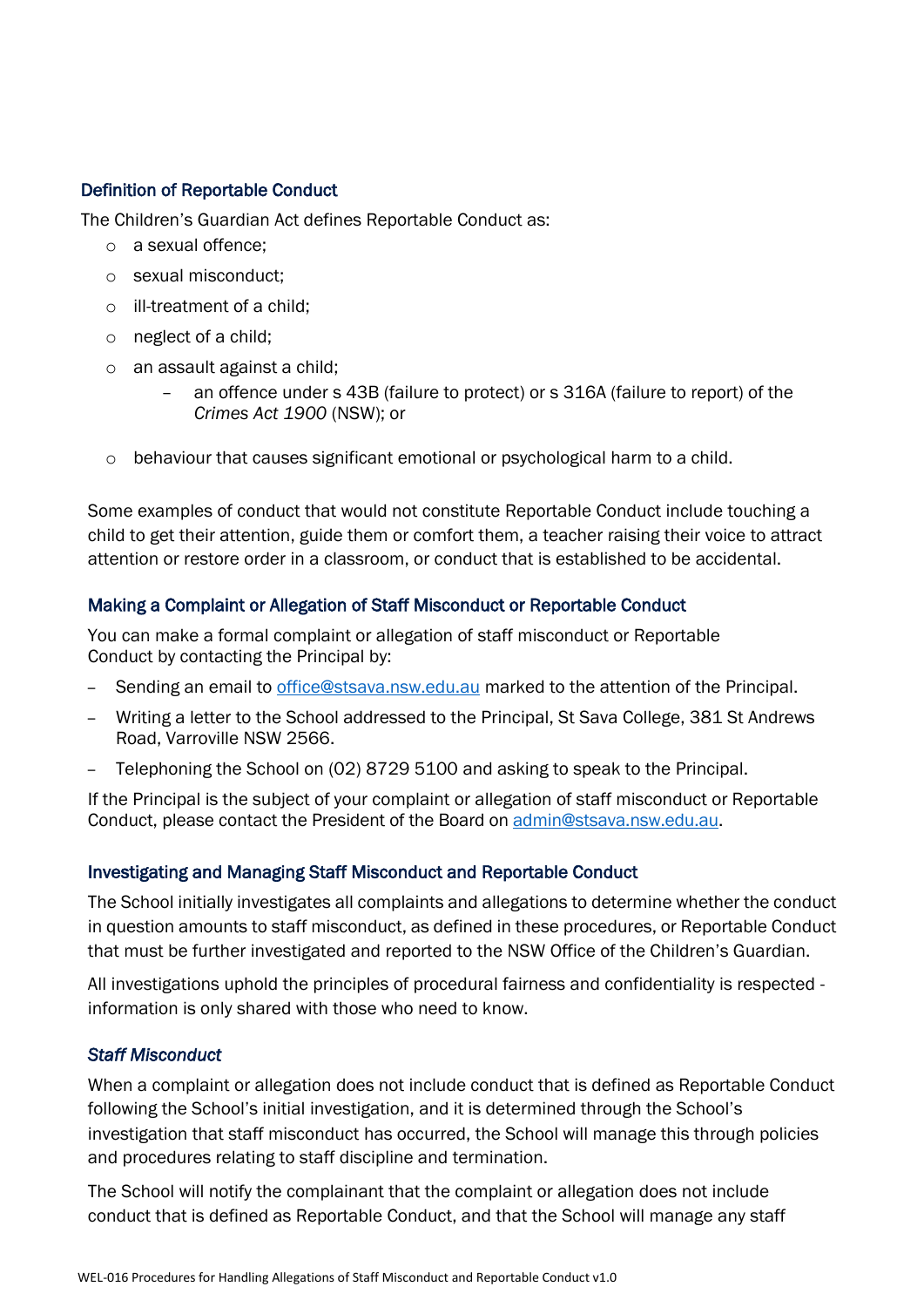### Definition of Reportable Conduct

The Children's Guardian Act defines Reportable Conduct as:

- a sexual offence;
- sexual misconduct;
- ill-treatment of a child;
- neglect of a child;
- an assault against a child;
  - an offence under s 43B (failure to protect) or s 316A (failure to report) of the *Crimes Act 1900* (NSW); or
- behaviour that causes significant emotional or psychological harm to a child.

Some examples of conduct that would not constitute Reportable Conduct include touching a child to get their attention, guide them or comfort them, a teacher raising their voice to attract attention or restore order in a classroom, or conduct that is established to be accidental.

### Making a Complaint or Allegation of Staff Misconduct or Reportable Conduct

You can make a formal complaint or allegation of staff misconduct or Reportable Conduct by contacting the Principal by:

- Sending an email to office@stsava.nsw.edu.au marked to the attention of the Principal.
- Writing a letter to the School addressed to the Principal, St Sava College, 381 St Andrews Road, Varroville NSW 2566.
- Telephoning the School on (02) 8729 5100 and asking to speak to the Principal.

If the Principal is the subject of your complaint or allegation of staff misconduct or Reportable Conduct, please contact the President of the Board on admin@stsava.nsw.edu.au.

### Investigating and Managing Staff Misconduct and Reportable Conduct

The School initially investigates all complaints and allegations to determine whether the conduct in question amounts to staff misconduct, as defined in these procedures, or Reportable Conduct that must be further investigated and reported to the NSW Office of the Children's Guardian.

All investigations uphold the principles of procedural fairness and confidentiality is respected - information is only shared with those who need to know.

#### *Staff Misconduct*

When a complaint or allegation does not include conduct that is defined as Reportable Conduct following the School's initial investigation, and it is determined through the School's investigation that staff misconduct has occurred, the School will manage this through policies and procedures relating to staff discipline and termination.

The School will notify the complainant that the complaint or allegation does not include conduct that is defined as Reportable Conduct, and that the School will manage any staff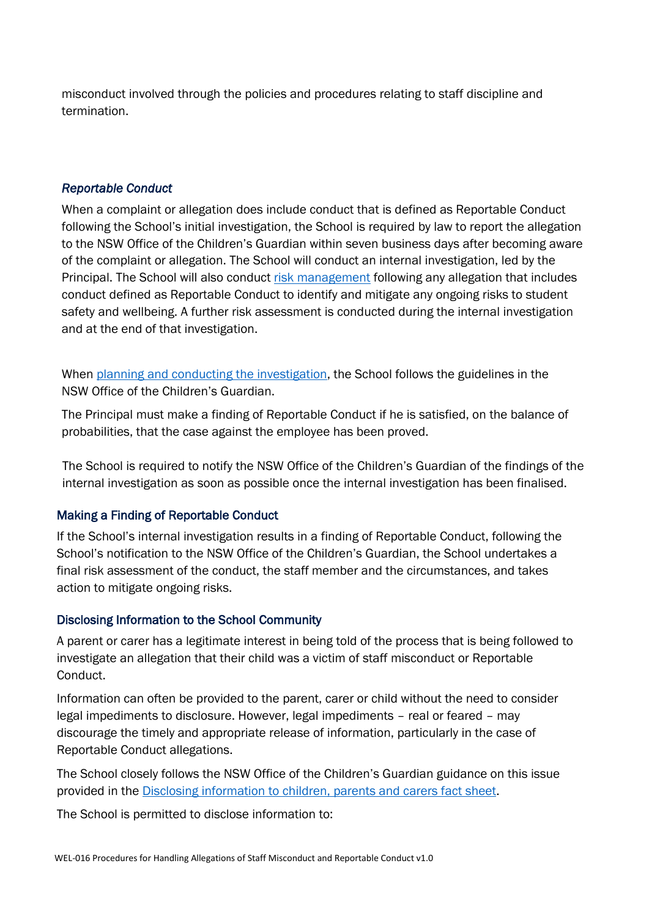misconduct involved through the policies and procedures relating to staff discipline and termination.

### *Reportable Conduct*

When a complaint or allegation does include conduct that is defined as Reportable Conduct following the School's initial investigation, the School is required by law to report the allegation to the NSW Office of the Children's Guardian within seven business days after becoming aware of the complaint or allegation. The School will conduct an internal investigation, led by the Principal. The School will also conduct [risk management](risk management) following any allegation that includes conduct defined as Reportable Conduct to identify and mitigate any ongoing risks to student safety and wellbeing. A further risk assessment is conducted during the internal investigation and at the end of that investigation.

When [planning and conducting the investigation](planning and conducting the investigation), the School follows the guidelines in the NSW Office of the Children's Guardian.

The Principal must make a finding of Reportable Conduct if he is satisfied, on the balance of probabilities, that the case against the employee has been proved.

The School is required to notify the NSW Office of the Children's Guardian of the findings of the internal investigation as soon as possible once the internal investigation has been finalised.

### Making a Finding of Reportable Conduct

If the School's internal investigation results in a finding of Reportable Conduct, following the School's notification to the NSW Office of the Children's Guardian, the School undertakes a final risk assessment of the conduct, the staff member and the circumstances, and takes action to mitigate ongoing risks.

### Disclosing Information to the School Community

A parent or carer has a legitimate interest in being told of the process that is being followed to investigate an allegation that their child was a victim of staff misconduct or Reportable Conduct.

Information can often be provided to the parent, carer or child without the need to consider legal impediments to disclosure. However, legal impediments – real or feared – may discourage the timely and appropriate release of information, particularly in the case of Reportable Conduct allegations.

The School closely follows the NSW Office of the Children's Guardian guidance on this issue provided in the [Disclosing information to children, parents and carers fact sheet](Disclosing information to children, parents and carers fact sheet).

The School is permitted to disclose information to: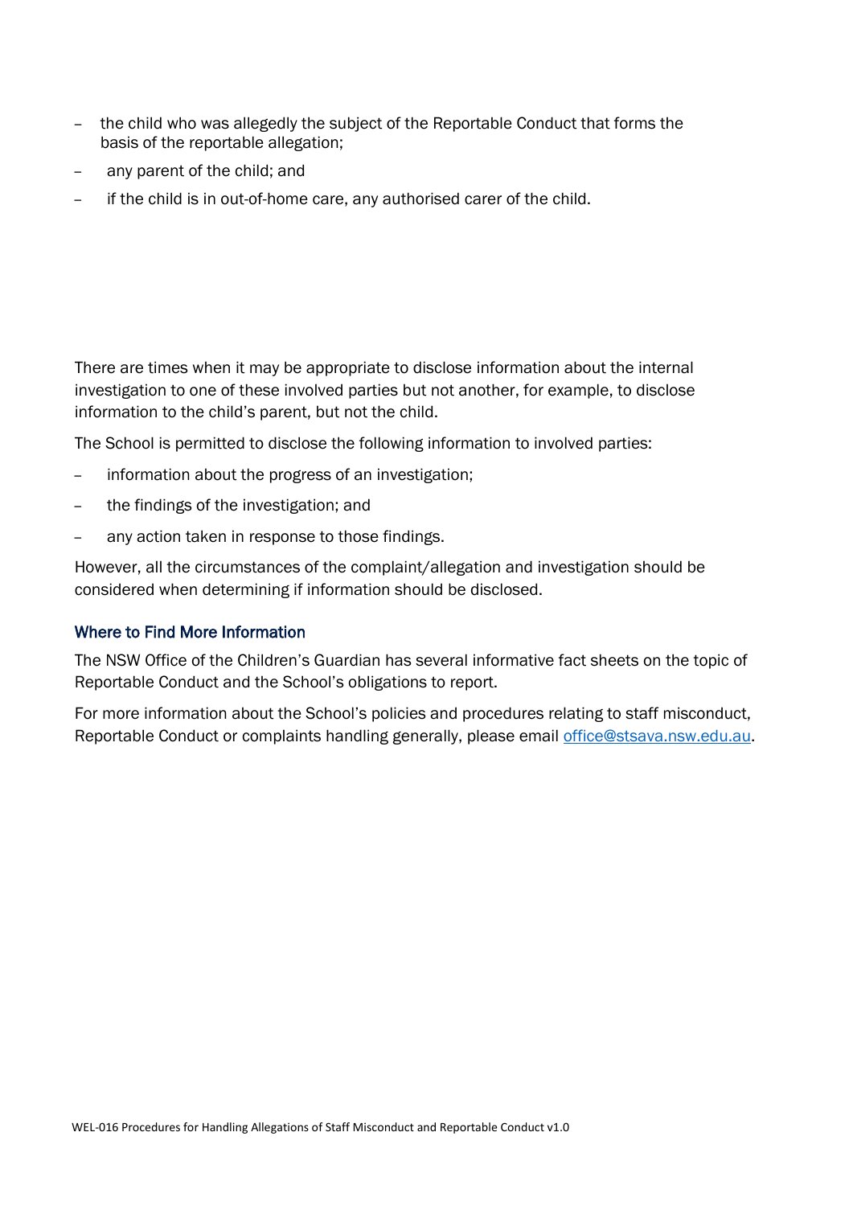- the child who was allegedly the subject of the Reportable Conduct that forms the basis of the reportable allegation;
- any parent of the child; and
- if the child is in out-of-home care, any authorised carer of the child.

There are times when it may be appropriate to disclose information about the internal investigation to one of these involved parties but not another, for example, to disclose information to the child's parent, but not the child.

The School is permitted to disclose the following information to involved parties:

- information about the progress of an investigation;
- the findings of the investigation; and
- any action taken in response to those findings.

However, all the circumstances of the complaint/allegation and investigation should be considered when determining if information should be disclosed.

### Where to Find More Information

The NSW Office of the Children's Guardian has several informative fact sheets on the topic of Reportable Conduct and the School's obligations to report.

For more information about the School's policies and procedures relating to staff misconduct, Reportable Conduct or complaints handling generally, please email office@stsava.nsw.edu.au.